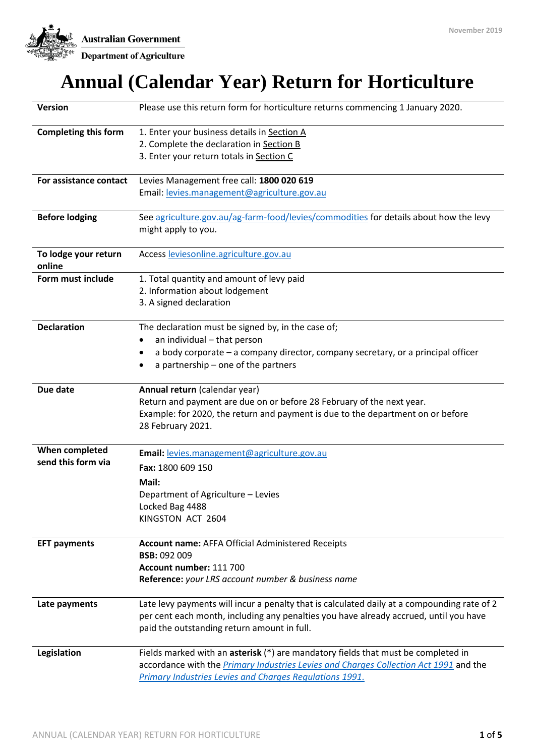Australian Government
Department of Agriculture

November 2019

# Annual (Calendar Year) Return for Horticulture

| | |
|---|---|
| **Version** | Please use this return form for horticulture returns commencing 1 January 2020. |
| **Completing this form** | 1. Enter your business details in Section A<br>2. Complete the declaration in Section B<br>3. Enter your return totals in Section C |
| **For assistance contact** | Levies Management free call: **1800 020 619**<br>Email: levies.management@agriculture.gov.au |
| **Before lodging** | See agriculture.gov.au/ag-farm-food/levies/commodities for details about how the levy might apply to you. |
| **To lodge your return online** | Access leviesonline.agriculture.gov.au |
| **Form must include** | 1. Total quantity and amount of levy paid<br>2. Information about lodgement<br>3. A signed declaration |
| **Declaration** | The declaration must be signed by, in the case of;<br>• an individual – that person<br>• a body corporate – a company director, company secretary, or a principal officer<br>• a partnership – one of the partners |
| **Due date** | **Annual return** (calendar year)<br>Return and payment are due on or before 28 February of the next year.<br>Example: for 2020, the return and payment is due to the department on or before 28 February 2021. |
| **When completed send this form via** | **Email:** levies.management@agriculture.gov.au<br>**Fax:** 1800 609 150<br>**Mail:**<br>Department of Agriculture – Levies<br>Locked Bag 4488<br>KINGSTON ACT 2604 |
| **EFT payments** | **Account name:** AFFA Official Administered Receipts<br>**BSB:** 092 009<br>**Account number:** 111 700<br>**Reference:** *your LRS account number & business name* |
| **Late payments** | Late levy payments will incur a penalty that is calculated daily at a compounding rate of 2 per cent each month, including any penalties you have already accrued, until you have paid the outstanding return amount in full. |
| **Legislation** | Fields marked with an **asterisk** (*) are mandatory fields that must be completed in accordance with the *Primary Industries Levies and Charges Collection Act 1991* and the *Primary Industries Levies and Charges Regulations 1991.* |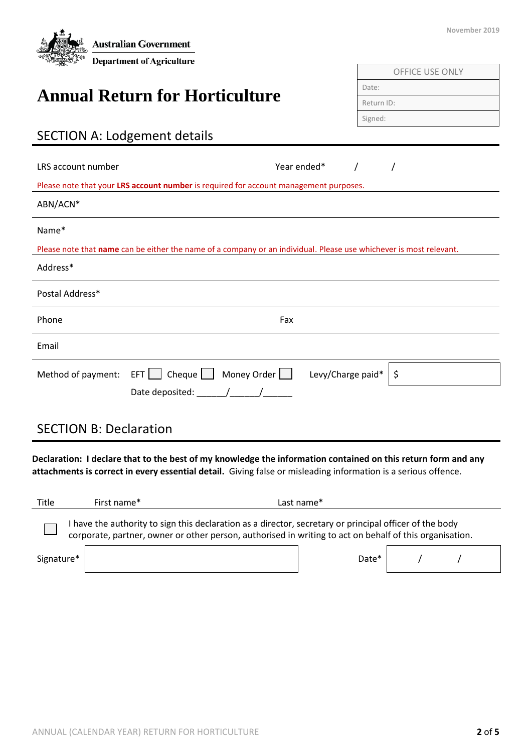Australian Government
Department of Agriculture

November 2019

| OFFICE USE ONLY |
| --- |
| Date: |
| Return ID: |
| Signed: |

# Annual Return for Horticulture

## SECTION A: Lodgement details

LRS account number Year ended* / /

Please note that your **LRS account number** is required for account management purposes.

ABN/ACN*

Name*

Please note that **name** can be either the name of a company or an individual. Please use whichever is most relevant.

Address*

Postal Address*

Phone Fax

Email

Method of payment: EFT ☐ Cheque ☐ Money Order ☐ Levy/Charge paid* $

Date deposited: ______/______/______

## SECTION B: Declaration

**Declaration: I declare that to the best of my knowledge the information contained on this return form and any attachments is correct in every essential detail.** Giving false or misleading information is a serious offence.

Title First name* Last name*

☐ I have the authority to sign this declaration as a director, secretary or principal officer of the body corporate, partner, owner or other person, authorised in writing to act on behalf of this organisation.

Signature* Date* / /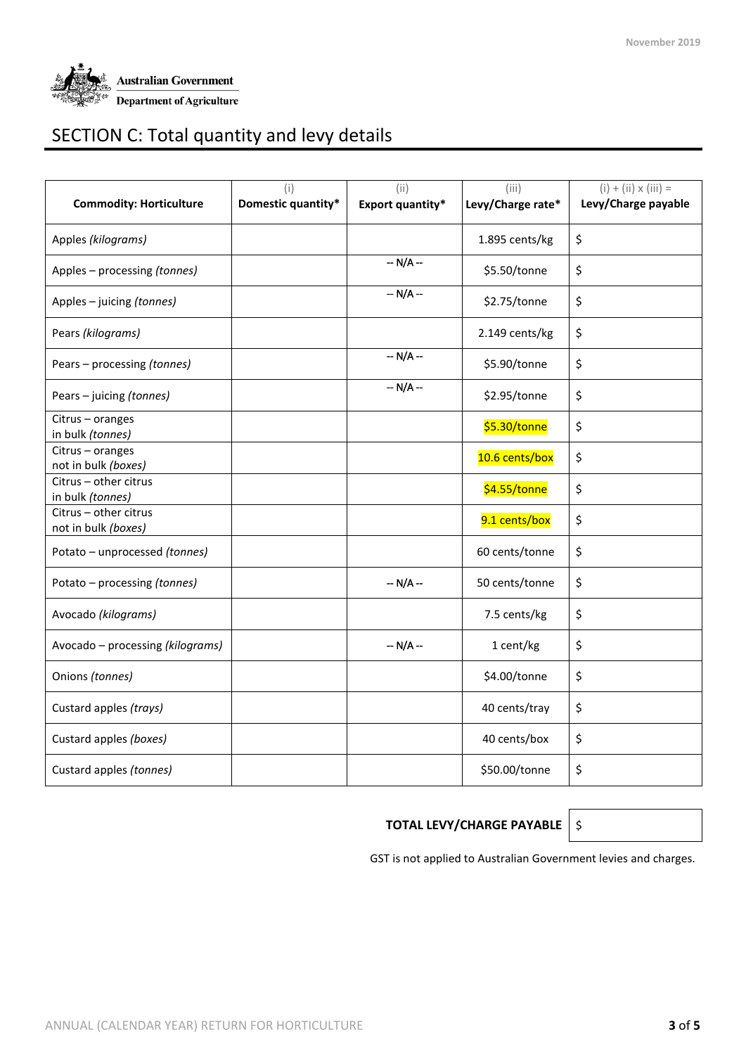Australian Government
Department of Agriculture

# SECTION C: Total quantity and levy details

| Commodity: Horticulture | (i) Domestic quantity* | (ii) Export quantity* | (iii) Levy/Charge rate* | (i) + (ii) x (iii) = Levy/Charge payable |
|---|---|---|---|---|
| Apples *(kilograms)* | | | 1.895 cents/kg | $ |
| Apples – processing *(tonnes)* | | -- N/A -- | $5.50/tonne | $ |
| Apples – juicing *(tonnes)* | | -- N/A -- | $2.75/tonne | $ |
| Pears *(kilograms)* | | | 2.149 cents/kg | $ |
| Pears – processing *(tonnes)* | | -- N/A -- | $5.90/tonne | $ |
| Pears – juicing *(tonnes)* | | -- N/A -- | $2.95/tonne | $ |
| Citrus – oranges in bulk *(tonnes)* | | | $5.30/tonne | $ |
| Citrus – oranges not in bulk *(boxes)* | | | 10.6 cents/box | $ |
| Citrus – other citrus in bulk *(tonnes)* | | | $4.55/tonne | $ |
| Citrus – other citrus not in bulk *(boxes)* | | | 9.1 cents/box | $ |
| Potato – unprocessed *(tonnes)* | | | 60 cents/tonne | $ |
| Potato – processing *(tonnes)* | | -- N/A -- | 50 cents/tonne | $ |
| Avocado *(kilograms)* | | | 7.5 cents/kg | $ |
| Avocado – processing *(kilograms)* | | -- N/A -- | 1 cent/kg | $ |
| Onions *(tonnes)* | | | $4.00/tonne | $ |
| Custard apples *(trays)* | | | 40 cents/tray | $ |
| Custard apples *(boxes)* | | | 40 cents/box | $ |
| Custard apples *(tonnes)* | | | $50.00/tonne | $ |

**TOTAL LEVY/CHARGE PAYABLE** $

GST is not applied to Australian Government levies and charges.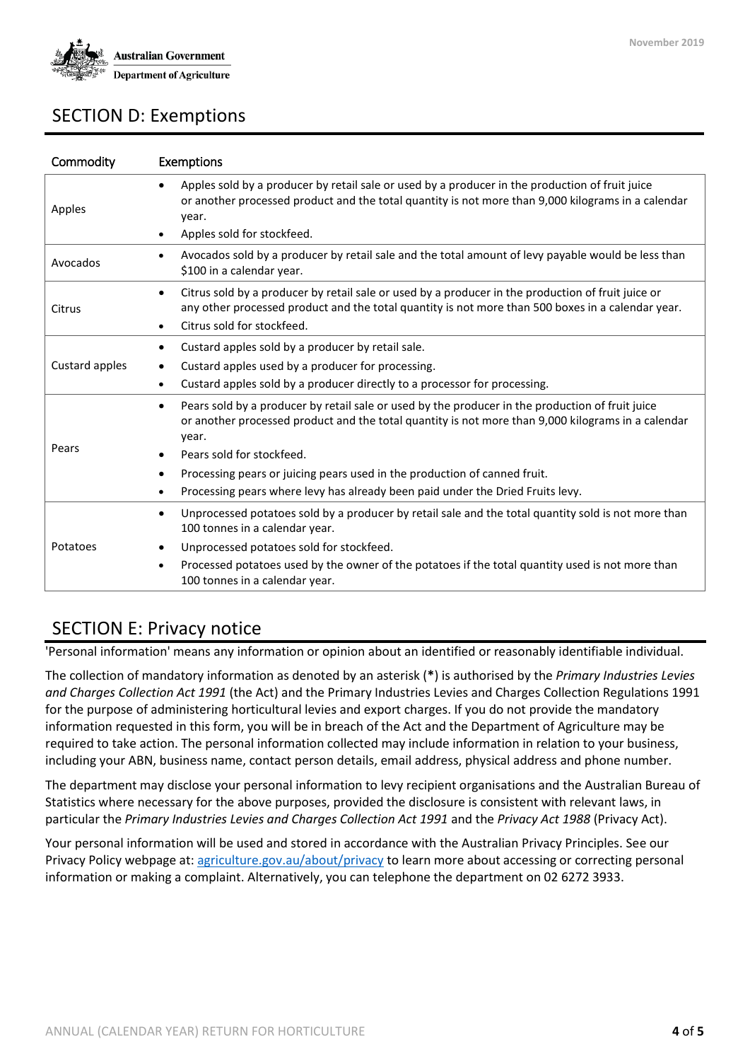## SECTION D: Exemptions

| Commodity | Exemptions |
|---|---|
| Apples | • Apples sold by a producer by retail sale or used by a producer in the production of fruit juice or another processed product and the total quantity is not more than 9,000 kilograms in a calendar year.<br>• Apples sold for stockfeed. |
| Avocados | • Avocados sold by a producer by retail sale and the total amount of levy payable would be less than $100 in a calendar year. |
| Citrus | • Citrus sold by a producer by retail sale or used by a producer in the production of fruit juice or any other processed product and the total quantity is not more than 500 boxes in a calendar year.<br>• Citrus sold for stockfeed. |
| Custard apples | • Custard apples sold by a producer by retail sale.<br>• Custard apples used by a producer for processing.<br>• Custard apples sold by a producer directly to a processor for processing. |
| Pears | • Pears sold by a producer by retail sale or used by the producer in the production of fruit juice or another processed product and the total quantity is not more than 9,000 kilograms in a calendar year.<br>• Pears sold for stockfeed.<br>• Processing pears or juicing pears used in the production of canned fruit.<br>• Processing pears where levy has already been paid under the Dried Fruits levy. |
| Potatoes | • Unprocessed potatoes sold by a producer by retail sale and the total quantity sold is not more than 100 tonnes in a calendar year.<br>• Unprocessed potatoes sold for stockfeed.<br>• Processed potatoes used by the owner of the potatoes if the total quantity used is not more than 100 tonnes in a calendar year. |

## SECTION E: Privacy notice

'Personal information' means any information or opinion about an identified or reasonably identifiable individual.

The collection of mandatory information as denoted by an asterisk (**\***) is authorised by the *Primary Industries Levies and Charges Collection Act 1991* (the Act) and the Primary Industries Levies and Charges Collection Regulations 1991 for the purpose of administering horticultural levies and export charges. If you do not provide the mandatory information requested in this form, you will be in breach of the Act and the Department of Agriculture may be required to take action. The personal information collected may include information in relation to your business, including your ABN, business name, contact person details, email address, physical address and phone number.

The department may disclose your personal information to levy recipient organisations and the Australian Bureau of Statistics where necessary for the above purposes, provided the disclosure is consistent with relevant laws, in particular the *Primary Industries Levies and Charges Collection Act 1991* and the *Privacy Act 1988* (Privacy Act).

Your personal information will be used and stored in accordance with the Australian Privacy Principles. See our Privacy Policy webpage at: [agriculture.gov.au/about/privacy](agriculture.gov.au/about/privacy) to learn more about accessing or correcting personal information or making a complaint. Alternatively, you can telephone the department on 02 6272 3933.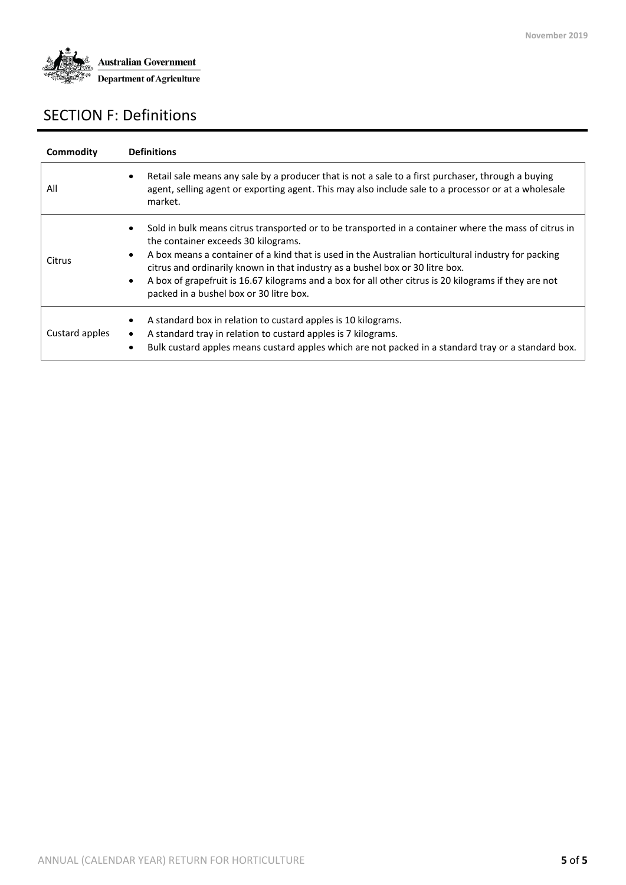## SECTION F: Definitions

| Commodity | Definitions |
| --- | --- |
| All | • Retail sale means any sale by a producer that is not a sale to a first purchaser, through a buying agent, selling agent or exporting agent. This may also include sale to a processor or at a wholesale market. |
| Citrus | • Sold in bulk means citrus transported or to be transported in a container where the mass of citrus in the container exceeds 30 kilograms.<br>• A box means a container of a kind that is used in the Australian horticultural industry for packing citrus and ordinarily known in that industry as a bushel box or 30 litre box.<br>• A box of grapefruit is 16.67 kilograms and a box for all other citrus is 20 kilograms if they are not packed in a bushel box or 30 litre box. |
| Custard apples | • A standard box in relation to custard apples is 10 kilograms.<br>• A standard tray in relation to custard apples is 7 kilograms.<br>• Bulk custard apples means custard apples which are not packed in a standard tray or a standard box. |